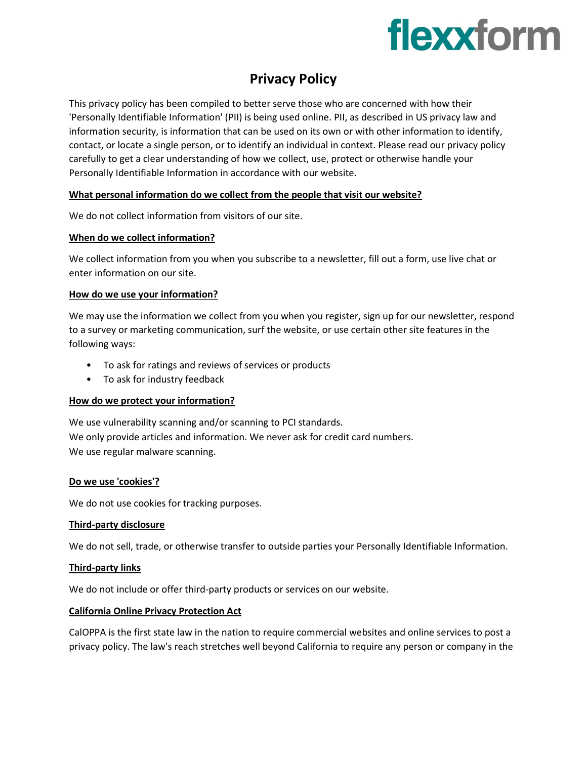flexxform

# Privacy Policy

This privacy policy has been compiled to better serve those who are concerned with how their 'Personally Identifiable Information' (PII) is being used online. PII, as described in US privacy law and information security, is information that can be used on its own or with other information to identify, contact, or locate a single person, or to identify an individual in context. Please read our privacy policy carefully to get a clear understanding of how we collect, use, protect or otherwise handle your Personally Identifiable Information in accordance with our website.

**What personal information do we collect from the people that visit our website?**

We do not collect information from visitors of our site.

**When do we collect information?**

We collect information from you when you subscribe to a newsletter, fill out a form, use live chat or enter information on our site.

**How do we use your information?**

We may use the information we collect from you when you register, sign up for our newsletter, respond to a survey or marketing communication, surf the website, or use certain other site features in the following ways:

- To ask for ratings and reviews of services or products
- To ask for industry feedback

**How do we protect your information?**

We use vulnerability scanning and/or scanning to PCI standards.
We only provide articles and information. We never ask for credit card numbers.
We use regular malware scanning.

**Do we use 'cookies'?**

We do not use cookies for tracking purposes.

**Third-party disclosure**

We do not sell, trade, or otherwise transfer to outside parties your Personally Identifiable Information.

**Third-party links**

We do not include or offer third-party products or services on our website.

**California Online Privacy Protection Act**

CalOPPA is the first state law in the nation to require commercial websites and online services to post a privacy policy. The law's reach stretches well beyond California to require any person or company in the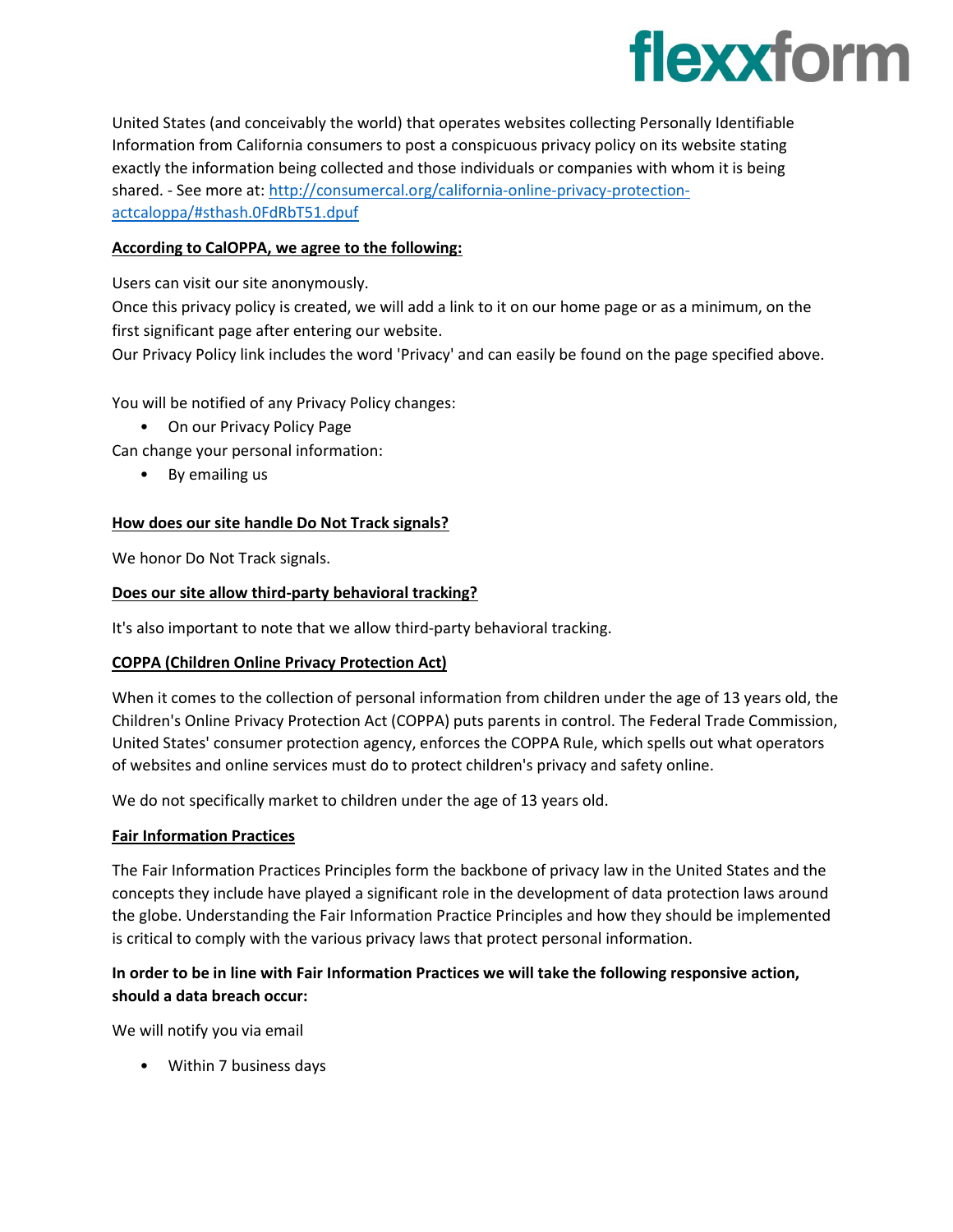United States (and conceivably the world) that operates websites collecting Personally Identifiable Information from California consumers to post a conspicuous privacy policy on its website stating exactly the information being collected and those individuals or companies with whom it is being shared. - See more at: [http://consumercal.org/california-online-privacy-protection-actcaloppa/#sthash.0FdRbT51.dpuf](http://consumercal.org/california-online-privacy-protection-actcaloppa/#sthash.0FdRbT51.dpuf)

**According to CalOPPA, we agree to the following:**

Users can visit our site anonymously.
Once this privacy policy is created, we will add a link to it on our home page or as a minimum, on the first significant page after entering our website.
Our Privacy Policy link includes the word 'Privacy' and can easily be found on the page specified above.

You will be notified of any Privacy Policy changes:

- On our Privacy Policy Page

Can change your personal information:

- By emailing us

**How does our site handle Do Not Track signals?**

We honor Do Not Track signals.

**Does our site allow third-party behavioral tracking?**

It's also important to note that we allow third-party behavioral tracking.

**COPPA (Children Online Privacy Protection Act)**

When it comes to the collection of personal information from children under the age of 13 years old, the Children's Online Privacy Protection Act (COPPA) puts parents in control. The Federal Trade Commission, United States' consumer protection agency, enforces the COPPA Rule, which spells out what operators of websites and online services must do to protect children's privacy and safety online.

We do not specifically market to children under the age of 13 years old.

**Fair Information Practices**

The Fair Information Practices Principles form the backbone of privacy law in the United States and the concepts they include have played a significant role in the development of data protection laws around the globe. Understanding the Fair Information Practice Principles and how they should be implemented is critical to comply with the various privacy laws that protect personal information.

**In order to be in line with Fair Information Practices we will take the following responsive action, should a data breach occur:**

We will notify you via email

- Within 7 business days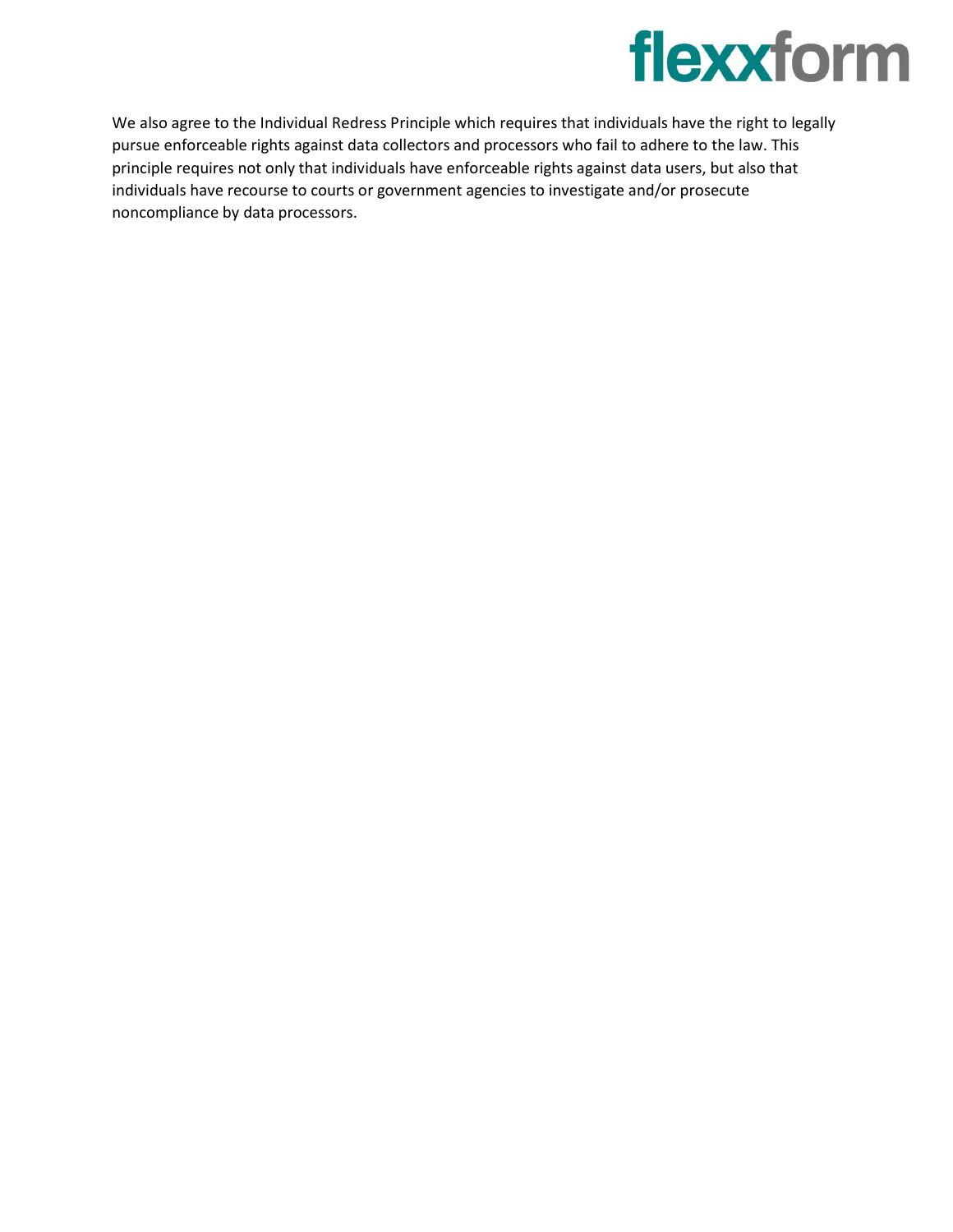We also agree to the Individual Redress Principle which requires that individuals have the right to legally pursue enforceable rights against data collectors and processors who fail to adhere to the law. This principle requires not only that individuals have enforceable rights against data users, but also that individuals have recourse to courts or government agencies to investigate and/or prosecute noncompliance by data processors.